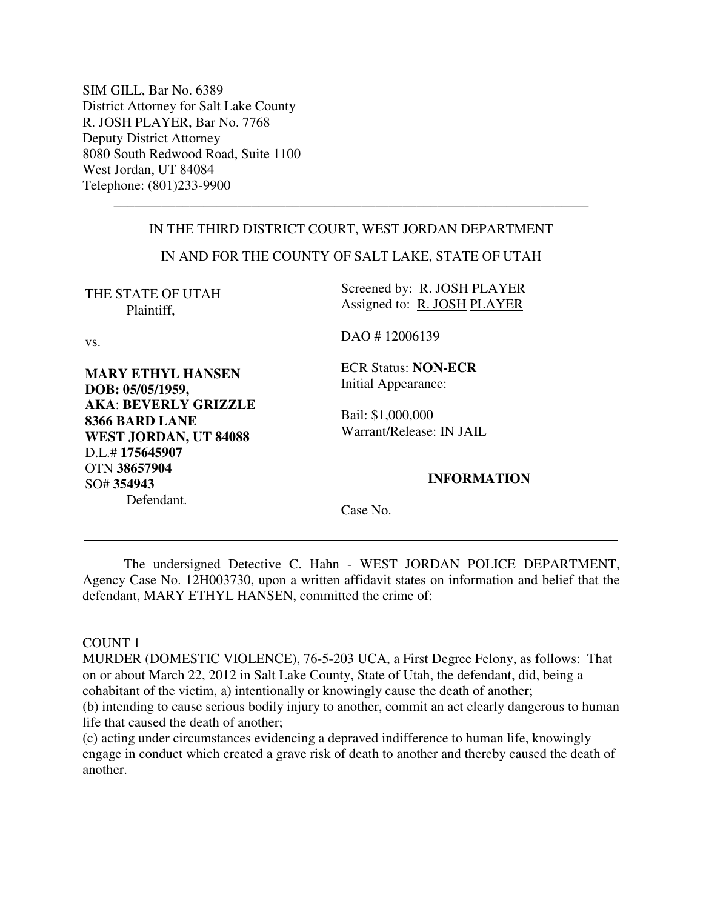SIM GILL, Bar No. 6389
District Attorney for Salt Lake County
R. JOSH PLAYER, Bar No. 7768
Deputy District Attorney
8080 South Redwood Road, Suite 1100
West Jordan, UT 84084
Telephone: (801)233-9900

---

IN THE THIRD DISTRICT COURT, WEST JORDAN DEPARTMENT

IN AND FOR THE COUNTY OF SALT LAKE, STATE OF UTAH

| | |
|---|---|
| THE STATE OF UTAH<br>Plaintiff,<br><br>vs.<br><br>**MARY ETHYL HANSEN**<br>**DOB: 05/05/1959,**<br>**AKA: BEVERLY GRIZZLE**<br>**8366 BARD LANE**<br>**WEST JORDAN, UT 84088**<br>D.L.# **175645907**<br>OTN **38657904**<br>SO# **354943**<br>Defendant. | Screened by: R. JOSH PLAYER<br>Assigned to: R. JOSH PLAYER<br><br>DAO # 12006139<br><br>ECR Status: **NON-ECR**<br>Initial Appearance:<br><br>Bail: $1,000,000<br>Warrant/Release: IN JAIL<br><br>**INFORMATION**<br><br>Case No. |

The undersigned Detective C. Hahn - WEST JORDAN POLICE DEPARTMENT, Agency Case No. 12H003730, upon a written affidavit states on information and belief that the defendant, MARY ETHYL HANSEN, committed the crime of:

COUNT 1
MURDER (DOMESTIC VIOLENCE), 76-5-203 UCA, a First Degree Felony, as follows: That on or about March 22, 2012 in Salt Lake County, State of Utah, the defendant, did, being a cohabitant of the victim, a) intentionally or knowingly cause the death of another;
(b) intending to cause serious bodily injury to another, commit an act clearly dangerous to human life that caused the death of another;
(c) acting under circumstances evidencing a depraved indifference to human life, knowingly engage in conduct which created a grave risk of death to another and thereby caused the death of another.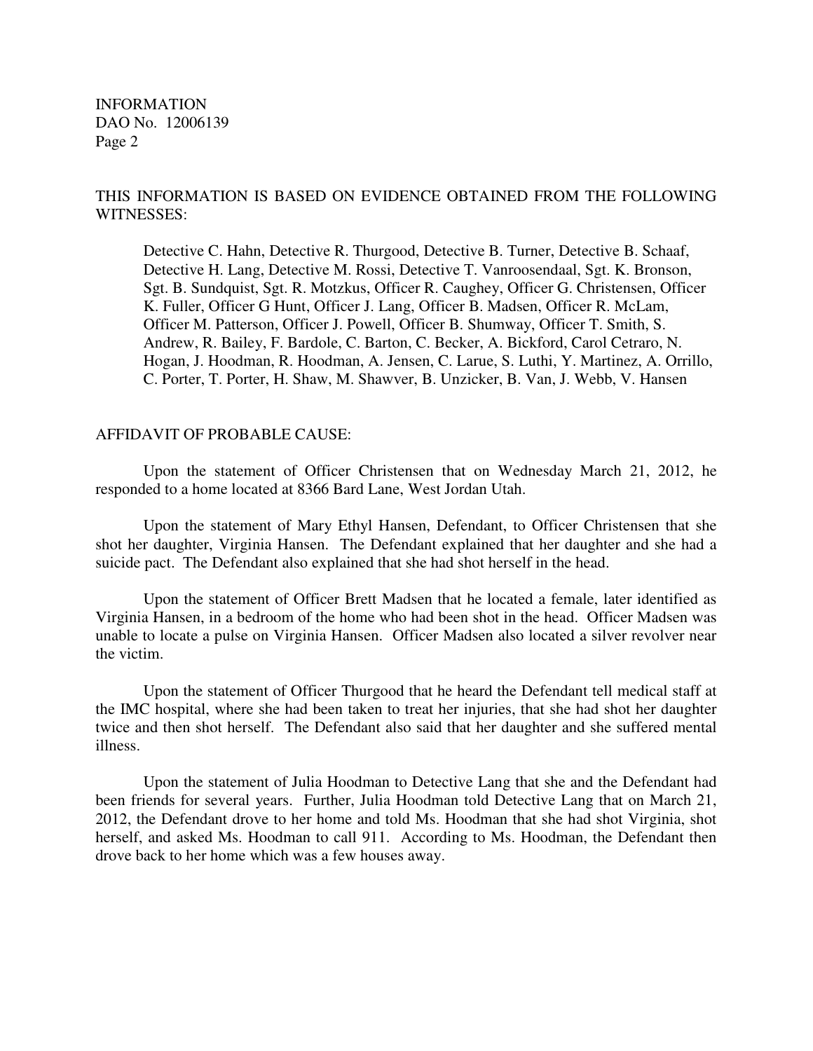THIS INFORMATION IS BASED ON EVIDENCE OBTAINED FROM THE FOLLOWING WITNESSES:

Detective C. Hahn, Detective R. Thurgood, Detective B. Turner, Detective B. Schaaf, Detective H. Lang, Detective M. Rossi, Detective T. Vanroosendaal, Sgt. K. Bronson, Sgt. B. Sundquist, Sgt. R. Motzkus, Officer R. Caughey, Officer G. Christensen, Officer K. Fuller, Officer G Hunt, Officer J. Lang, Officer B. Madsen, Officer R. McLam, Officer M. Patterson, Officer J. Powell, Officer B. Shumway, Officer T. Smith, S. Andrew, R. Bailey, F. Bardole, C. Barton, C. Becker, A. Bickford, Carol Cetraro, N. Hogan, J. Hoodman, R. Hoodman, A. Jensen, C. Larue, S. Luthi, Y. Martinez, A. Orrillo, C. Porter, T. Porter, H. Shaw, M. Shawver, B. Unzicker, B. Van, J. Webb, V. Hansen

AFFIDAVIT OF PROBABLE CAUSE:

Upon the statement of Officer Christensen that on Wednesday March 21, 2012, he responded to a home located at 8366 Bard Lane, West Jordan Utah.

Upon the statement of Mary Ethyl Hansen, Defendant, to Officer Christensen that she shot her daughter, Virginia Hansen. The Defendant explained that her daughter and she had a suicide pact. The Defendant also explained that she had shot herself in the head.

Upon the statement of Officer Brett Madsen that he located a female, later identified as Virginia Hansen, in a bedroom of the home who had been shot in the head. Officer Madsen was unable to locate a pulse on Virginia Hansen. Officer Madsen also located a silver revolver near the victim.

Upon the statement of Officer Thurgood that he heard the Defendant tell medical staff at the IMC hospital, where she had been taken to treat her injuries, that she had shot her daughter twice and then shot herself. The Defendant also said that her daughter and she suffered mental illness.

Upon the statement of Julia Hoodman to Detective Lang that she and the Defendant had been friends for several years. Further, Julia Hoodman told Detective Lang that on March 21, 2012, the Defendant drove to her home and told Ms. Hoodman that she had shot Virginia, shot herself, and asked Ms. Hoodman to call 911. According to Ms. Hoodman, the Defendant then drove back to her home which was a few houses away.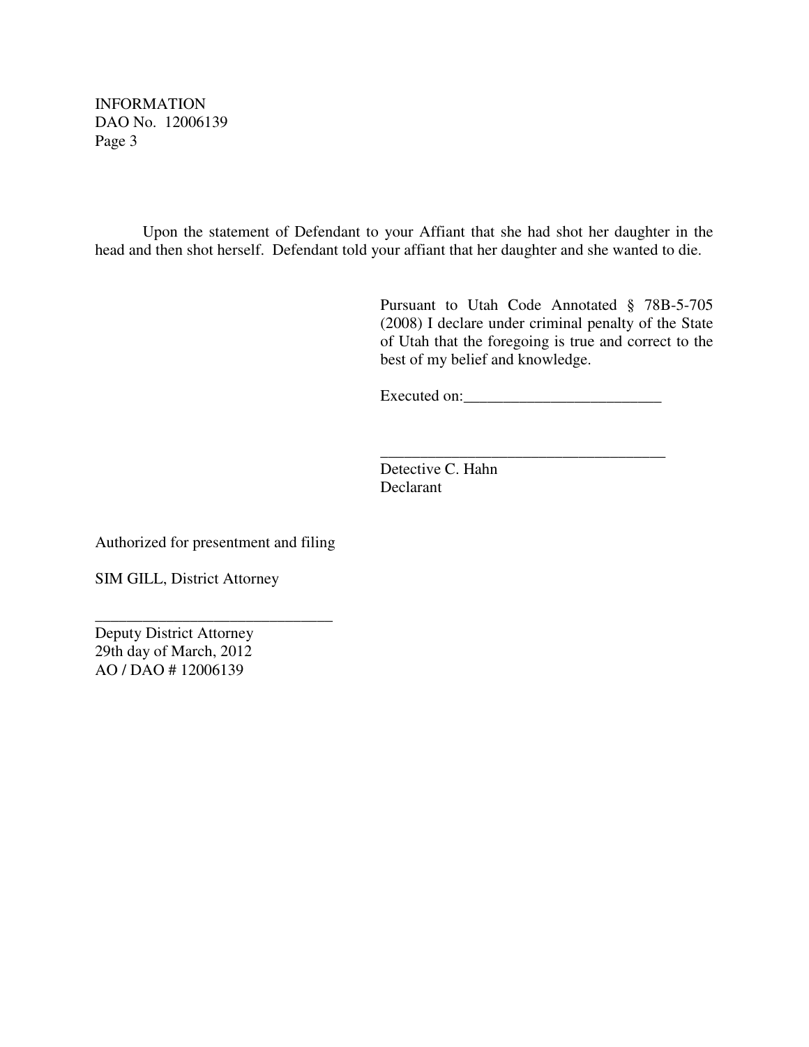INFORMATION
DAO No. 12006139
Page 3

Upon the statement of Defendant to your Affiant that she had shot her daughter in the head and then shot herself. Defendant told your affiant that her daughter and she wanted to die.

Pursuant to Utah Code Annotated § 78B-5-705 (2008) I declare under criminal penalty of the State of Utah that the foregoing is true and correct to the best of my belief and knowledge.

Executed on:_________________________

____________________________________
Detective C. Hahn
Declarant

Authorized for presentment and filing

SIM GILL, District Attorney

______________________________
Deputy District Attorney
29th day of March, 2012
AO / DAO # 12006139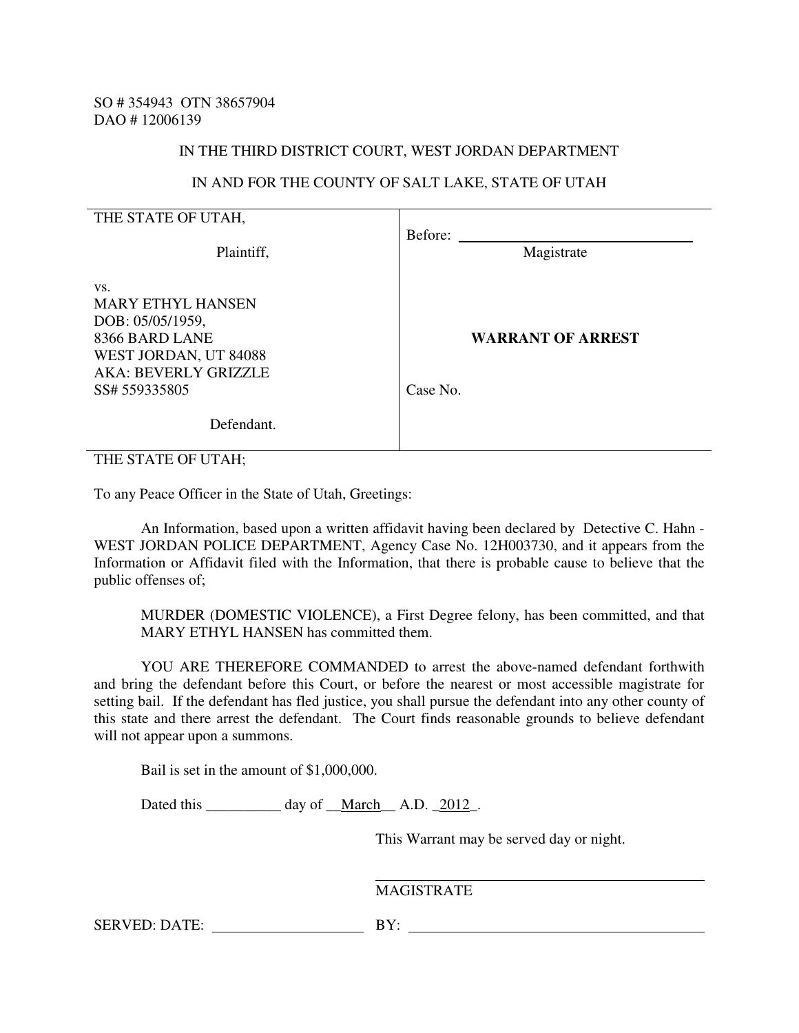SO # 354943 OTN 38657904
DAO # 12006139

IN THE THIRD DISTRICT COURT, WEST JORDAN DEPARTMENT

IN AND FOR THE COUNTY OF SALT LAKE, STATE OF UTAH

| | |
|---|---|
| THE STATE OF UTAH,<br><br>Plaintiff,<br><br>vs.<br>MARY ETHYL HANSEN<br>DOB: 05/05/1959,<br>8366 BARD LANE<br>WEST JORDAN, UT 84088<br>AKA: BEVERLY GRIZZLE<br>SS# 559335805<br><br>Defendant. | Before: ______________________________<br>Magistrate<br><br>**WARRANT OF ARREST**<br><br>Case No. |

THE STATE OF UTAH;

To any Peace Officer in the State of Utah, Greetings:

An Information, based upon a written affidavit having been declared by Detective C. Hahn - WEST JORDAN POLICE DEPARTMENT, Agency Case No. 12H003730, and it appears from the Information or Affidavit filed with the Information, that there is probable cause to believe that the public offenses of;

MURDER (DOMESTIC VIOLENCE), a First Degree felony, has been committed, and that MARY ETHYL HANSEN has committed them.

YOU ARE THEREFORE COMMANDED to arrest the above-named defendant forthwith and bring the defendant before this Court, or before the nearest or most accessible magistrate for setting bail. If the defendant has fled justice, you shall pursue the defendant into any other county of this state and there arrest the defendant. The Court finds reasonable grounds to believe defendant will not appear upon a summons.

Bail is set in the amount of $1,000,000.

Dated this __________ day of __March__ A.D. _2012_.

This Warrant may be served day or night.

______________________________
MAGISTRATE

SERVED: DATE: ____________________ BY: ______________________________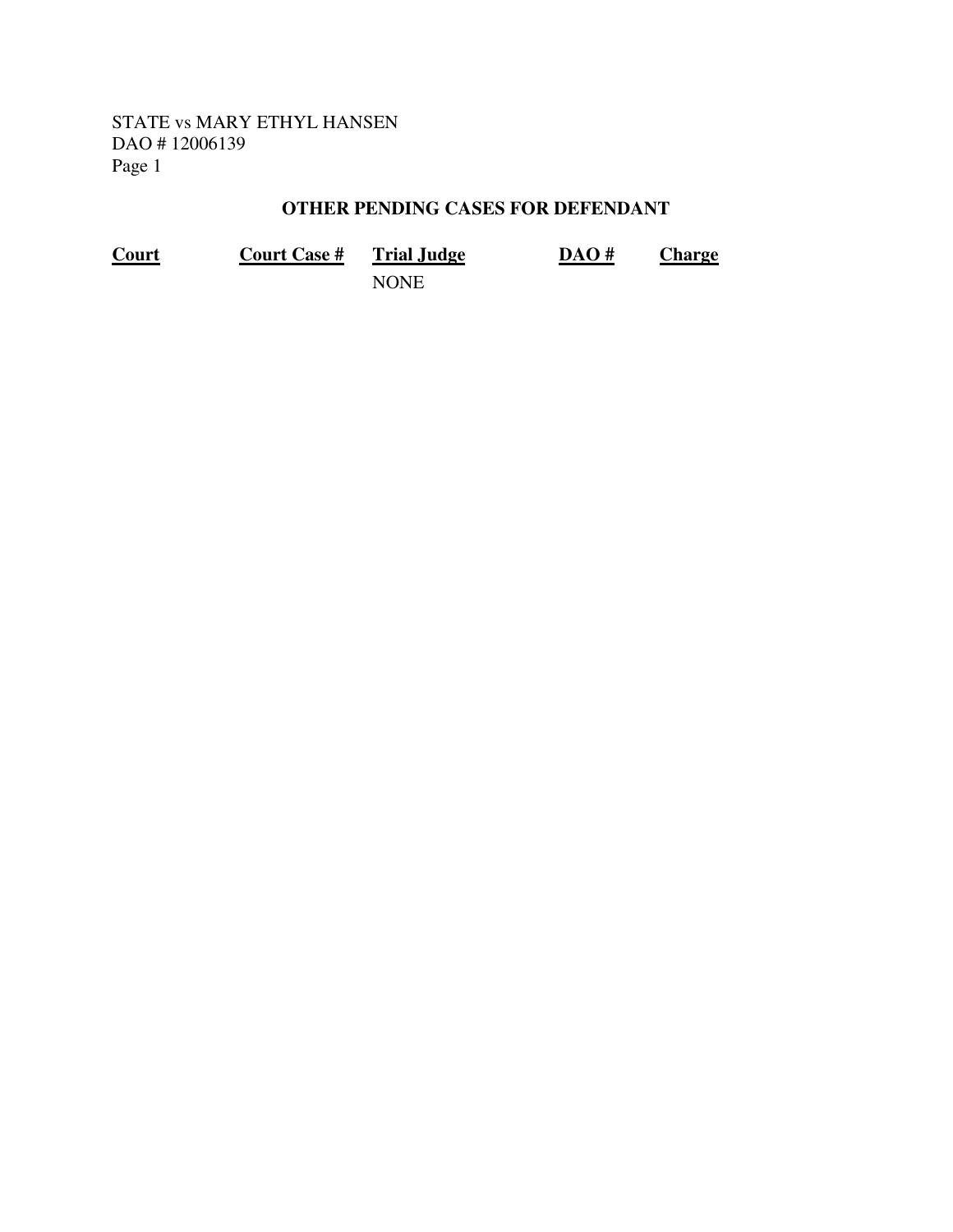STATE vs MARY ETHYL HANSEN
DAO # 12006139
Page 1

## OTHER PENDING CASES FOR DEFENDANT

| Court | Court Case # | Trial Judge | DAO # | Charge |
|---|---|---|---|---|
| | | NONE | | |